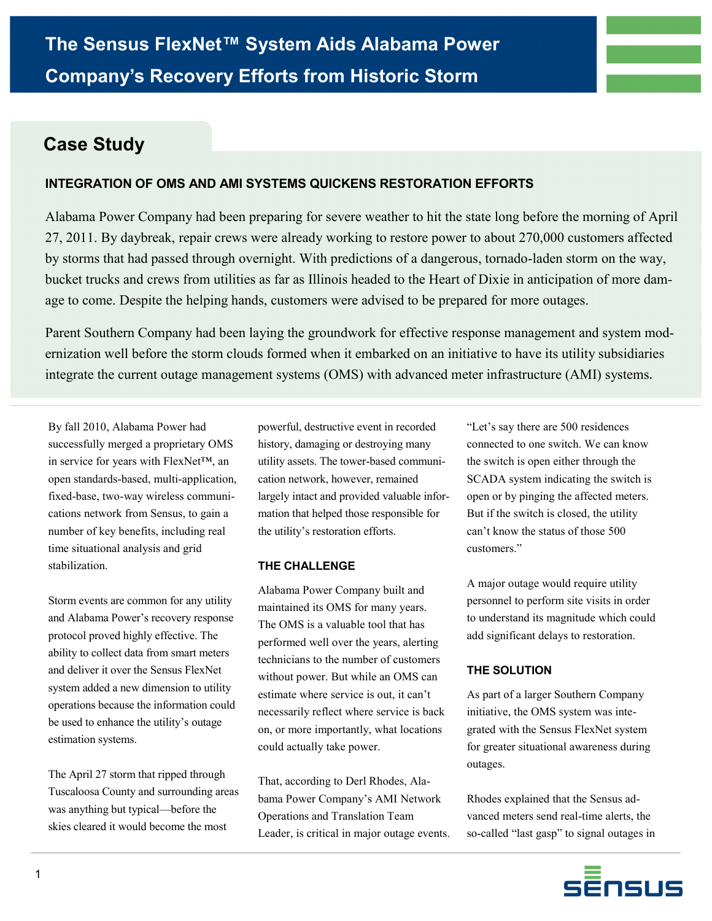# The Sensus FlexNet™ System Aids Alabama Power Company's Recovery Efforts from Historic Storm

## Case Study

### INTEGRATION OF OMS AND AMI SYSTEMS QUICKENS RESTORATION EFFORTS

Alabama Power Company had been preparing for severe weather to hit the state long before the morning of April 27, 2011. By daybreak, repair crews were already working to restore power to about 270,000 customers affected by storms that had passed through overnight. With predictions of a dangerous, tornado-laden storm on the way, bucket trucks and crews from utilities as far as Illinois headed to the Heart of Dixie in anticipation of more damage to come. Despite the helping hands, customers were advised to be prepared for more outages.

Parent Southern Company had been laying the groundwork for effective response management and system modernization well before the storm clouds formed when it embarked on an initiative to have its utility subsidiaries integrate the current outage management systems (OMS) with advanced meter infrastructure (AMI) systems.

By fall 2010, Alabama Power had successfully merged a proprietary OMS in service for years with FlexNet™, an open standards-based, multi-application, fixed-base, two-way wireless communications network from Sensus, to gain a number of key benefits, including real time situational analysis and grid stabilization.

Storm events are common for any utility and Alabama Power's recovery response protocol proved highly effective. The ability to collect data from smart meters and deliver it over the Sensus FlexNet system added a new dimension to utility operations because the information could be used to enhance the utility's outage estimation systems.

The April 27 storm that ripped through Tuscaloosa County and surrounding areas was anything but typical—before the skies cleared it would become the most powerful, destructive event in recorded history, damaging or destroying many utility assets. The tower-based communication network, however, remained largely intact and provided valuable information that helped those responsible for the utility's restoration efforts.

### THE CHALLENGE

Alabama Power Company built and maintained its OMS for many years. The OMS is a valuable tool that has performed well over the years, alerting technicians to the number of customers without power. But while an OMS can estimate where service is out, it can't necessarily reflect where service is back on, or more importantly, what locations could actually take power.

That, according to Derl Rhodes, Alabama Power Company's AMI Network Operations and Translation Team Leader, is critical in major outage events. "Let's say there are 500 residences connected to one switch. We can know the switch is open either through the SCADA system indicating the switch is open or by pinging the affected meters. But if the switch is closed, the utility can't know the status of those 500 customers."

A major outage would require utility personnel to perform site visits in order to understand its magnitude which could add significant delays to restoration.

### THE SOLUTION

As part of a larger Southern Company initiative, the OMS system was integrated with the Sensus FlexNet system for greater situational awareness during outages.

Rhodes explained that the Sensus advanced meters send real-time alerts, the so-called "last gasp" to signal outages in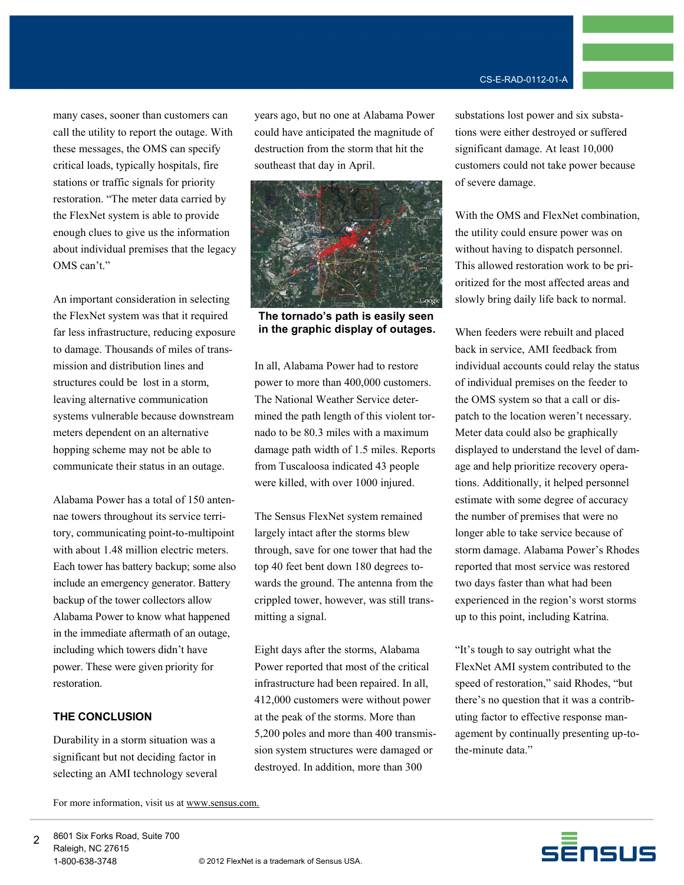many cases, sooner than customers can call the utility to report the outage. With these messages, the OMS can specify critical loads, typically hospitals, fire stations or traffic signals for priority restoration. "The meter data carried by the FlexNet system is able to provide enough clues to give us the information about individual premises that the legacy OMS can't."

An important consideration in selecting the FlexNet system was that it required far less infrastructure, reducing exposure to damage. Thousands of miles of transmission and distribution lines and structures could be lost in a storm, leaving alternative communication systems vulnerable because downstream meters dependent on an alternative hopping scheme may not be able to communicate their status in an outage.

Alabama Power has a total of 150 antennae towers throughout its service territory, communicating point-to-multipoint with about 1.48 million electric meters. Each tower has battery backup; some also include an emergency generator. Battery backup of the tower collectors allow Alabama Power to know what happened in the immediate aftermath of an outage, including which towers didn't have power. These were given priority for restoration.

### THE CONCLUSION

Durability in a storm situation was a significant but not deciding factor in selecting an AMI technology several years ago, but no one at Alabama Power could have anticipated the magnitude of destruction from the storm that hit the southeast that day in April.

**The tornado's path is easily seen in the graphic display of outages.**

In all, Alabama Power had to restore power to more than 400,000 customers. The National Weather Service determined the path length of this violent tornado to be 80.3 miles with a maximum damage path width of 1.5 miles. Reports from Tuscaloosa indicated 43 people were killed, with over 1000 injured.

The Sensus FlexNet system remained largely intact after the storms blew through, save for one tower that had the top 40 feet bent down 180 degrees towards the ground. The antenna from the crippled tower, however, was still transmitting a signal.

Eight days after the storms, Alabama Power reported that most of the critical infrastructure had been repaired. In all, 412,000 customers were without power at the peak of the storms. More than 5,200 poles and more than 400 transmission system structures were damaged or destroyed. In addition, more than 300 substations lost power and six substations were either destroyed or suffered significant damage. At least 10,000 customers could not take power because of severe damage.

With the OMS and FlexNet combination, the utility could ensure power was on without having to dispatch personnel. This allowed restoration work to be prioritized for the most affected areas and slowly bring daily life back to normal.

When feeders were rebuilt and placed back in service, AMI feedback from individual accounts could relay the status of individual premises on the feeder to the OMS system so that a call or dispatch to the location weren't necessary. Meter data could also be graphically displayed to understand the level of damage and help prioritize recovery operations. Additionally, it helped personnel estimate with some degree of accuracy the number of premises that were no longer able to take service because of storm damage. Alabama Power's Rhodes reported that most service was restored two days faster than what had been experienced in the region's worst storms up to this point, including Katrina.

"It's tough to say outright what the FlexNet AMI system contributed to the speed of restoration," said Rhodes, "but there's no question that it was a contributing factor to effective response management by continually presenting up-to-the-minute data."

For more information, visit us at www.sensus.com.

8601 Six Forks Road, Suite 700
Raleigh, NC 27615
1-800-638-3748

© 2012 FlexNet is a trademark of Sensus USA.